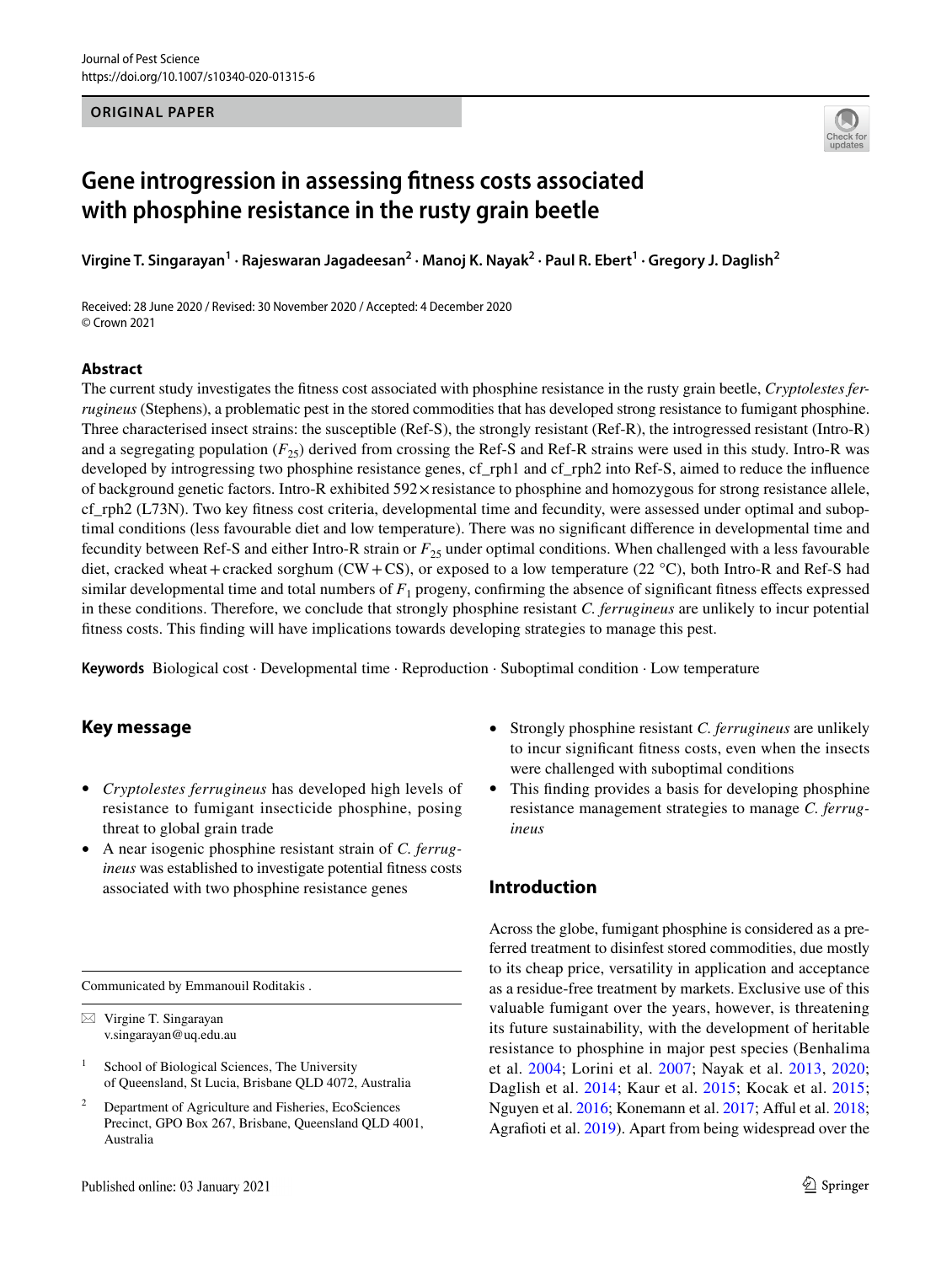ORIGINAL PAPER

# Gene introgression in assessing fitness costs associated with phosphine resistance in the rusty grain beetle

**Virgine T. Singarayan[1] · Rajeswaran Jagadeesan[2] · Manoj K. Nayak[2] · Paul R. Ebert[1] · Gregory J. Daglish[2]**

Received: 28 June 2020 / Revised: 30 November 2020 / Accepted: 4 December 2020
© Crown 2021

## Abstract

The current study investigates the fitness cost associated with phosphine resistance in the rusty grain beetle, *Cryptolestes ferrugineus* (Stephens), a problematic pest in the stored commodities that has developed strong resistance to fumigant phosphine. Three characterised insect strains: the susceptible (Ref-S), the strongly resistant (Ref-R), the introgressed resistant (Intro-R) and a segregating population ($F_{25}$) derived from crossing the Ref-S and Ref-R strains were used in this study. Intro-R was developed by introgressing two phosphine resistance genes, cf_rph1 and cf_rph2 into Ref-S, aimed to reduce the influence of background genetic factors. Intro-R exhibited 592× resistance to phosphine and homozygous for strong resistance allele, cf_rph2 (L73N). Two key fitness cost criteria, developmental time and fecundity, were assessed under optimal and suboptimal conditions (less favourable diet and low temperature). There was no significant difference in developmental time and fecundity between Ref-S and either Intro-R strain or $F_{25}$ under optimal conditions. When challenged with a less favourable diet, cracked wheat + cracked sorghum (CW + CS), or exposed to a low temperature (22 °C), both Intro-R and Ref-S had similar developmental time and total numbers of $F_1$ progeny, confirming the absence of significant fitness effects expressed in these conditions. Therefore, we conclude that strongly phosphine resistant *C. ferrugineus* are unlikely to incur potential fitness costs. This finding will have implications towards developing strategies to manage this pest.

**Keywords** Biological cost · Developmental time · Reproduction · Suboptimal condition · Low temperature

## Key message

- *Cryptolestes ferrugineus* has developed high levels of resistance to fumigant insecticide phosphine, posing threat to global grain trade
- A near isogenic phosphine resistant strain of *C. ferrugineus* was established to investigate potential fitness costs associated with two phosphine resistance genes
- Strongly phosphine resistant *C. ferrugineus* are unlikely to incur significant fitness costs, even when the insects were challenged with suboptimal conditions
- This finding provides a basis for developing phosphine resistance management strategies to manage *C. ferrugineus*

Communicated by Emmanouil Roditakis .

✉ Virgine T. Singarayan
v.singarayan@uq.edu.au

[1] School of Biological Sciences, The University of Queensland, St Lucia, Brisbane QLD 4072, Australia

[2] Department of Agriculture and Fisheries, EcoSciences Precinct, GPO Box 267, Brisbane, Queensland QLD 4001, Australia

## Introduction

Across the globe, fumigant phosphine is considered as a preferred treatment to disinfest stored commodities, due mostly to its cheap price, versatility in application and acceptance as a residue-free treatment by markets. Exclusive use of this valuable fumigant over the years, however, is threatening its future sustainability, with the development of heritable resistance to phosphine in major pest species (Benhalima et al. 2004; Lorini et al. 2007; Nayak et al. 2013, 2020; Daglish et al. 2014; Kaur et al. 2015; Kocak et al. 2015; Nguyen et al. 2016; Konemann et al. 2017; Afful et al. 2018; Agrafioti et al. 2019). Apart from being widespread over the

Published online: 03 January 2021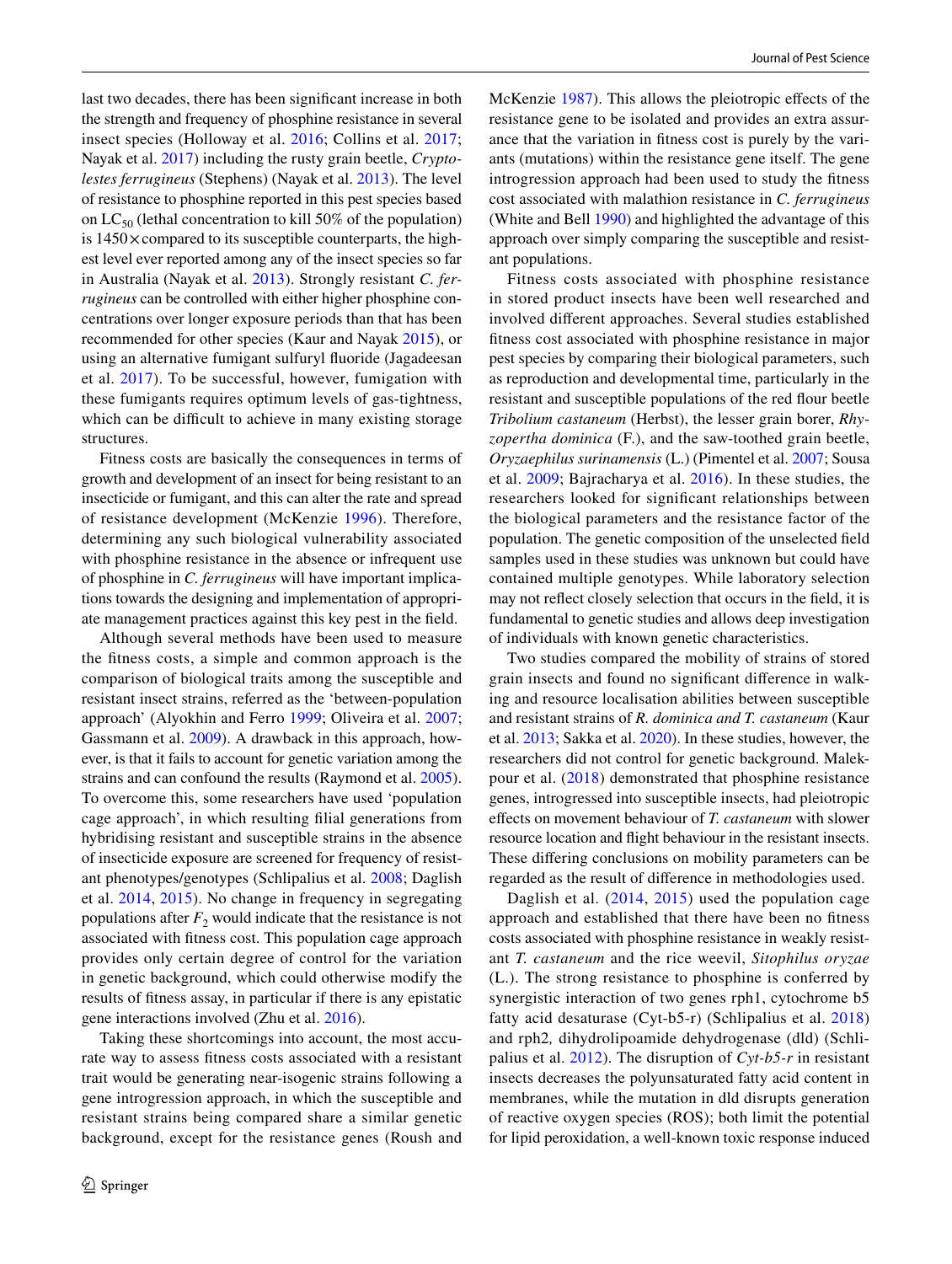last two decades, there has been significant increase in both the strength and frequency of phosphine resistance in several insect species (Holloway et al. 2016; Collins et al. 2017; Nayak et al. 2017) including the rusty grain beetle, *Cryptolestes ferrugineus* (Stephens) (Nayak et al. 2013). The level of resistance to phosphine reported in this pest species based on $LC_{50}$ (lethal concentration to kill 50% of the population) is 1450× compared to its susceptible counterparts, the highest level ever reported among any of the insect species so far in Australia (Nayak et al. 2013). Strongly resistant *C. ferrugineus* can be controlled with either higher phosphine concentrations over longer exposure periods than that has been recommended for other species (Kaur and Nayak 2015), or using an alternative fumigant sulfuryl fluoride (Jagadeesan et al. 2017). To be successful, however, fumigation with these fumigants requires optimum levels of gas-tightness, which can be difficult to achieve in many existing storage structures.

Fitness costs are basically the consequences in terms of growth and development of an insect for being resistant to an insecticide or fumigant, and this can alter the rate and spread of resistance development (McKenzie 1996). Therefore, determining any such biological vulnerability associated with phosphine resistance in the absence or infrequent use of phosphine in *C. ferrugineus* will have important implications towards the designing and implementation of appropriate management practices against this key pest in the field.

Although several methods have been used to measure the fitness costs, a simple and common approach is the comparison of biological traits among the susceptible and resistant insect strains, referred as the 'between-population approach' (Alyokhin and Ferro 1999; Oliveira et al. 2007; Gassmann et al. 2009). A drawback in this approach, however, is that it fails to account for genetic variation among the strains and can confound the results (Raymond et al. 2005). To overcome this, some researchers have used 'population cage approach', in which resulting filial generations from hybridising resistant and susceptible strains in the absence of insecticide exposure are screened for frequency of resistant phenotypes/genotypes (Schlipalius et al. 2008; Daglish et al. 2014, 2015). No change in frequency in segregating populations after $F_2$ would indicate that the resistance is not associated with fitness cost. This population cage approach provides only certain degree of control for the variation in genetic background, which could otherwise modify the results of fitness assay, in particular if there is any epistatic gene interactions involved (Zhu et al. 2016).

Taking these shortcomings into account, the most accurate way to assess fitness costs associated with a resistant trait would be generating near-isogenic strains following a gene introgression approach, in which the susceptible and resistant strains being compared share a similar genetic background, except for the resistance genes (Roush and McKenzie 1987). This allows the pleiotropic effects of the resistance gene to be isolated and provides an extra assurance that the variation in fitness cost is purely by the variants (mutations) within the resistance gene itself. The gene introgression approach had been used to study the fitness cost associated with malathion resistance in *C. ferrugineus* (White and Bell 1990) and highlighted the advantage of this approach over simply comparing the susceptible and resistant populations.

Fitness costs associated with phosphine resistance in stored product insects have been well researched and involved different approaches. Several studies established fitness cost associated with phosphine resistance in major pest species by comparing their biological parameters, such as reproduction and developmental time, particularly in the resistant and susceptible populations of the red flour beetle *Tribolium castaneum* (Herbst), the lesser grain borer, *Rhyzopertha dominica* (F.), and the saw-toothed grain beetle, *Oryzaephilus surinamensis* (L.) (Pimentel et al. 2007; Sousa et al. 2009; Bajracharya et al. 2016). In these studies, the researchers looked for significant relationships between the biological parameters and the resistance factor of the population. The genetic composition of the unselected field samples used in these studies was unknown but could have contained multiple genotypes. While laboratory selection may not reflect closely selection that occurs in the field, it is fundamental to genetic studies and allows deep investigation of individuals with known genetic characteristics.

Two studies compared the mobility of strains of stored grain insects and found no significant difference in walking and resource localisation abilities between susceptible and resistant strains of *R. dominica and T. castaneum* (Kaur et al. 2013; Sakka et al. 2020). In these studies, however, the researchers did not control for genetic background. Malekpour et al. (2018) demonstrated that phosphine resistance genes, introgressed into susceptible insects, had pleiotropic effects on movement behaviour of *T. castaneum* with slower resource location and flight behaviour in the resistant insects. These differing conclusions on mobility parameters can be regarded as the result of difference in methodologies used.

Daglish et al. (2014, 2015) used the population cage approach and established that there have been no fitness costs associated with phosphine resistance in weakly resistant *T. castaneum* and the rice weevil, *Sitophilus oryzae* (L.). The strong resistance to phosphine is conferred by synergistic interaction of two genes rph1, cytochrome b5 fatty acid desaturase (Cyt-b5-r) (Schlipalius et al. 2018) and rph2, dihydrolipoamide dehydrogenase (dld) (Schlipalius et al. 2012). The disruption of *Cyt-b5-r* in resistant insects decreases the polyunsaturated fatty acid content in membranes, while the mutation in dld disrupts generation of reactive oxygen species (ROS); both limit the potential for lipid peroxidation, a well-known toxic response induced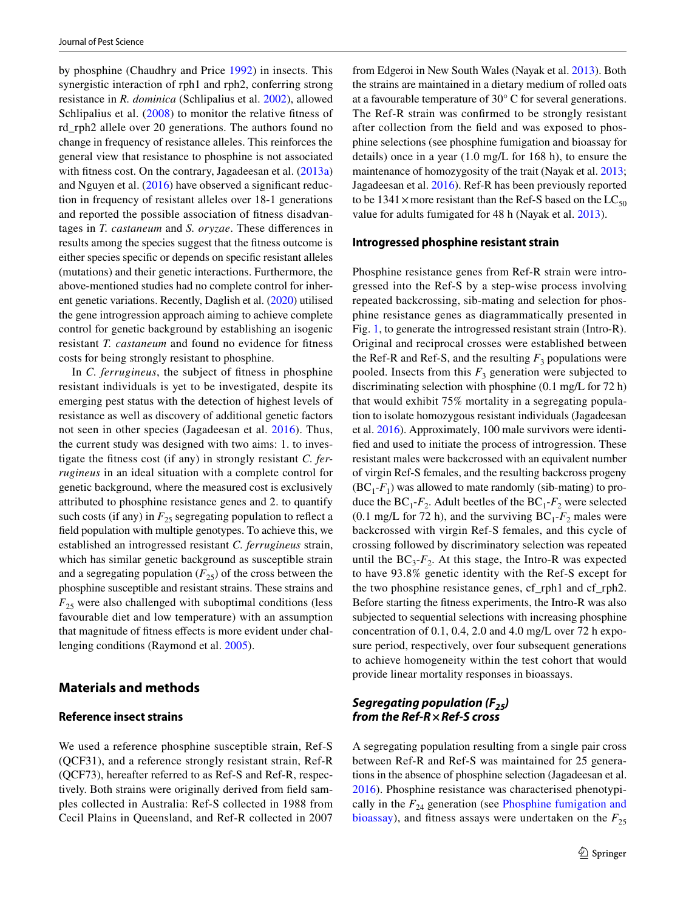by phosphine (Chaudhry and Price 1992) in insects. This synergistic interaction of rph1 and rph2, conferring strong resistance in *R. dominica* (Schlipalius et al. 2002), allowed Schlipalius et al. (2008) to monitor the relative fitness of rd_rph2 allele over 20 generations. The authors found no change in frequency of resistance alleles. This reinforces the general view that resistance to phosphine is not associated with fitness cost. On the contrary, Jagadeesan et al. (2013a) and Nguyen et al. (2016) have observed a significant reduction in frequency of resistant alleles over 18-1 generations and reported the possible association of fitness disadvantages in *T. castaneum* and *S. oryzae*. These differences in results among the species suggest that the fitness outcome is either species specific or depends on specific resistant alleles (mutations) and their genetic interactions. Furthermore, the above-mentioned studies had no complete control for inherent genetic variations. Recently, Daglish et al. (2020) utilised the gene introgression approach aiming to achieve complete control for genetic background by establishing an isogenic resistant *T. castaneum* and found no evidence for fitness costs for being strongly resistant to phosphine.

In *C. ferrugineus*, the subject of fitness in phosphine resistant individuals is yet to be investigated, despite its emerging pest status with the detection of highest levels of resistance as well as discovery of additional genetic factors not seen in other species (Jagadeesan et al. 2016). Thus, the current study was designed with two aims: 1. to investigate the fitness cost (if any) in strongly resistant *C. ferrugineus* in an ideal situation with a complete control for genetic background, where the measured cost is exclusively attributed to phosphine resistance genes and 2. to quantify such costs (if any) in $F_{25}$ segregating population to reflect a field population with multiple genotypes. To achieve this, we established an introgressed resistant *C. ferrugineus* strain, which has similar genetic background as susceptible strain and a segregating population ($F_{25}$) of the cross between the phosphine susceptible and resistant strains. These strains and $F_{25}$ were also challenged with suboptimal conditions (less favourable diet and low temperature) with an assumption that magnitude of fitness effects is more evident under challenging conditions (Raymond et al. 2005).

## Materials and methods

### Reference insect strains

We used a reference phosphine susceptible strain, Ref-S (QCF31), and a reference strongly resistant strain, Ref-R (QCF73), hereafter referred to as Ref-S and Ref-R, respectively. Both strains were originally derived from field samples collected in Australia: Ref-S collected in 1988 from Cecil Plains in Queensland, and Ref-R collected in 2007 from Edgeroi in New South Wales (Nayak et al. 2013). Both the strains are maintained in a dietary medium of rolled oats at a favourable temperature of 30° C for several generations. The Ref-R strain was confirmed to be strongly resistant after collection from the field and was exposed to phosphine selections (see phosphine fumigation and bioassay for details) once in a year (1.0 mg/L for 168 h), to ensure the maintenance of homozygosity of the trait (Nayak et al. 2013; Jagadeesan et al. 2016). Ref-R has been previously reported to be 1341 × more resistant than the Ref-S based on the $LC_{50}$ value for adults fumigated for 48 h (Nayak et al. 2013).

### Introgressed phosphine resistant strain

Phosphine resistance genes from Ref-R strain were introgressed into the Ref-S by a step-wise process involving repeated backcrossing, sib-mating and selection for phosphine resistance genes as diagrammatically presented in Fig. 1, to generate the introgressed resistant strain (Intro-R). Original and reciprocal crosses were established between the Ref-R and Ref-S, and the resulting $F_3$ populations were pooled. Insects from this $F_3$ generation were subjected to discriminating selection with phosphine (0.1 mg/L for 72 h) that would exhibit 75% mortality in a segregating population to isolate homozygous resistant individuals (Jagadeesan et al. 2016). Approximately, 100 male survivors were identified and used to initiate the process of introgression. These resistant males were backcrossed with an equivalent number of virgin Ref-S females, and the resulting backcross progeny ($BC_1$-$F_1$) was allowed to mate randomly (sib-mating) to produce the $BC_1$-$F_2$. Adult beetles of the $BC_1$-$F_2$ were selected (0.1 mg/L for 72 h), and the surviving $BC_1$-$F_2$ males were backcrossed with virgin Ref-S females, and this cycle of crossing followed by discriminatory selection was repeated until the $BC_3$-$F_2$. At this stage, the Intro-R was expected to have 93.8% genetic identity with the Ref-S except for the two phosphine resistance genes, cf_rph1 and cf_rph2. Before starting the fitness experiments, the Intro-R was also subjected to sequential selections with increasing phosphine concentration of 0.1, 0.4, 2.0 and 4.0 mg/L over 72 h exposure period, respectively, over four subsequent generations to achieve homogeneity within the test cohort that would provide linear mortality responses in bioassays.

### Segregating population ($F_{25}$) from the Ref-R × Ref-S cross

A segregating population resulting from a single pair cross between Ref-R and Ref-S was maintained for 25 generations in the absence of phosphine selection (Jagadeesan et al. 2016). Phosphine resistance was characterised phenotypically in the $F_{24}$ generation (see Phosphine fumigation and bioassay), and fitness assays were undertaken on the $F_{25}$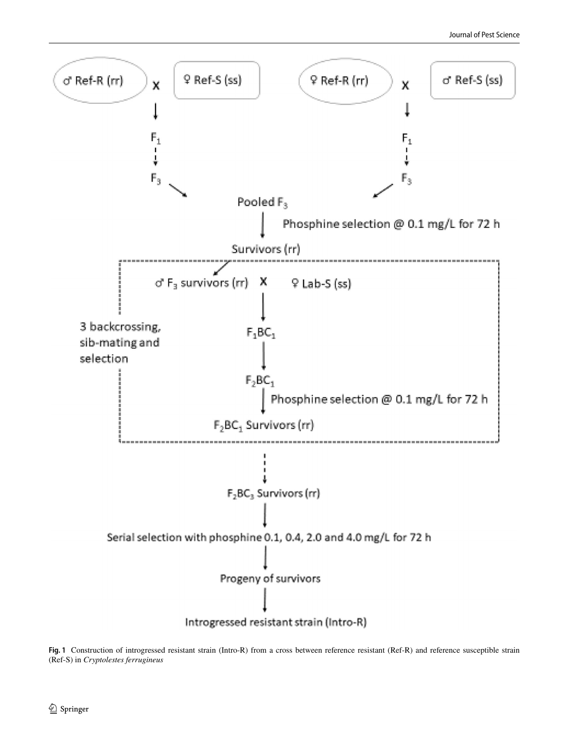♂ Ref-R (rr) X ♀ Ref-S (ss)

↓

$F_1$

↓

$F_3$

♀ Ref-R (rr) X ♂ Ref-S (ss)

↓

$F_1$

↓

$F_3$

Pooled $F_3$

↓ Phosphine selection @ 0.1 mg/L for 72 h

Survivors (rr)

3 backcrossing, sib-mating and selection

♂ $F_3$ survivors (rr) X ♀ Lab-S (ss)

↓

$F_1BC_1$

↓

$F_2BC_1$

↓ Phosphine selection @ 0.1 mg/L for 72 h

$F_2BC_1$ Survivors (rr)

↓

$F_2BC_3$ Survivors (rr)

↓

Serial selection with phosphine 0.1, 0.4, 2.0 and 4.0 mg/L for 72 h

↓

Progeny of survivors

↓

Introgressed resistant strain (Intro-R)

**Fig. 1** Construction of introgressed resistant strain (Intro-R) from a cross between reference resistant (Ref-R) and reference susceptible strain (Ref-S) in *Cryptolestes ferrugineus*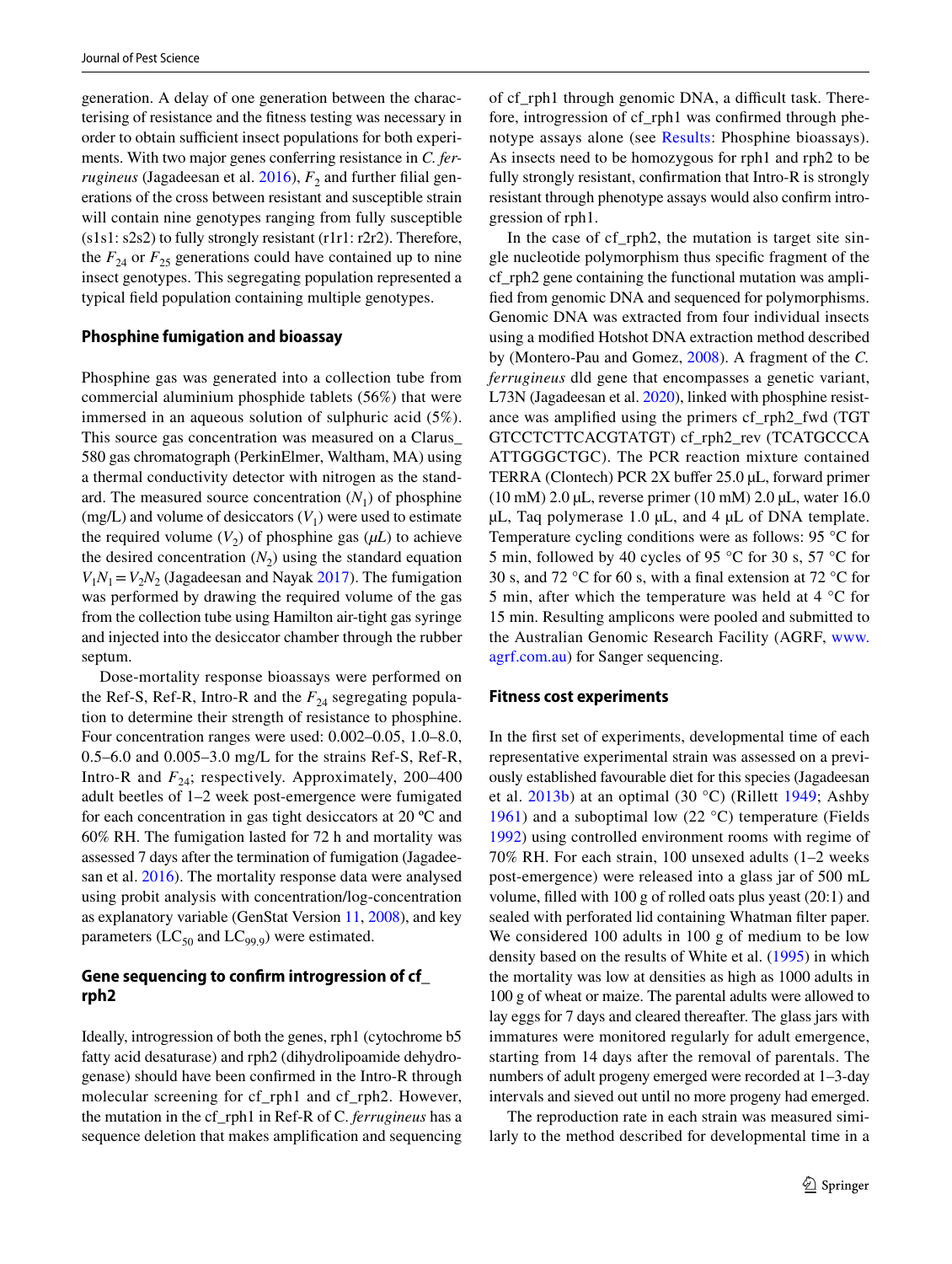generation. A delay of one generation between the characterising of resistance and the fitness testing was necessary in order to obtain sufficient insect populations for both experiments. With two major genes conferring resistance in *C. ferrugineus* (Jagadeesan et al. 2016), $F_2$ and further filial generations of the cross between resistant and susceptible strain will contain nine genotypes ranging from fully susceptible (s1s1: s2s2) to fully strongly resistant (r1r1: r2r2). Therefore, the $F_{24}$ or $F_{25}$ generations could have contained up to nine insect genotypes. This segregating population represented a typical field population containing multiple genotypes.

### Phosphine fumigation and bioassay

Phosphine gas was generated into a collection tube from commercial aluminium phosphide tablets (56%) that were immersed in an aqueous solution of sulphuric acid (5%). This source gas concentration was measured on a Clarus_580 gas chromatograph (PerkinElmer, Waltham, MA) using a thermal conductivity detector with nitrogen as the standard. The measured source concentration ($N_1$) of phosphine (mg/L) and volume of desiccators ($V_1$) were used to estimate the required volume ($V_2$) of phosphine gas ($\mu L$) to achieve the desired concentration ($N_2$) using the standard equation $V_1N_1 = V_2N_2$ (Jagadeesan and Nayak 2017). The fumigation was performed by drawing the required volume of the gas from the collection tube using Hamilton air-tight gas syringe and injected into the desiccator chamber through the rubber septum.

Dose-mortality response bioassays were performed on the Ref-S, Ref-R, Intro-R and the $F_{24}$ segregating population to determine their strength of resistance to phosphine. Four concentration ranges were used: 0.002–0.05, 1.0–8.0, 0.5–6.0 and 0.005–3.0 mg/L for the strains Ref-S, Ref-R, Intro-R and $F_{24}$; respectively. Approximately, 200–400 adult beetles of 1–2 week post-emergence were fumigated for each concentration in gas tight desiccators at 20 ºC and 60% RH. The fumigation lasted for 72 h and mortality was assessed 7 days after the termination of fumigation (Jagadeesan et al. 2016). The mortality response data were analysed using probit analysis with concentration/log-concentration as explanatory variable (GenStat Version 11, 2008), and key parameters ($LC_{50}$ and $LC_{99.9}$) were estimated.

### Gene sequencing to confirm introgression of cf_rph2

Ideally, introgression of both the genes, rph1 (cytochrome b5 fatty acid desaturase) and rph2 (dihydrolipoamide dehydrogenase) should have been confirmed in the Intro-R through molecular screening for cf_rph1 and cf_rph2. However, the mutation in the cf_rph1 in Ref-R of C. *ferrugineus* has a sequence deletion that makes amplification and sequencing of cf_rph1 through genomic DNA, a difficult task. Therefore, introgression of cf_rph1 was confirmed through phenotype assays alone (see Results: Phosphine bioassays). As insects need to be homozygous for rph1 and rph2 to be fully strongly resistant, confirmation that Intro-R is strongly resistant through phenotype assays would also confirm introgression of rph1.

In the case of cf_rph2, the mutation is target site single nucleotide polymorphism thus specific fragment of the cf_rph2 gene containing the functional mutation was amplified from genomic DNA and sequenced for polymorphisms. Genomic DNA was extracted from four individual insects using a modified Hotshot DNA extraction method described by (Montero-Pau and Gomez, 2008). A fragment of the *C. ferrugineus* dld gene that encompasses a genetic variant, L73N (Jagadeesan et al. 2020), linked with phosphine resistance was amplified using the primers cf_rph2_fwd (TGT GTCCTCTTCACGTATGT) cf_rph2_rev (TCATGCCCA ATTGGGCTGC). The PCR reaction mixture contained TERRA (Clontech) PCR 2X buffer 25.0 µL, forward primer (10 mM) 2.0 µL, reverse primer (10 mM) 2.0 µL, water 16.0 µL, Taq polymerase 1.0 µL, and 4 µL of DNA template. Temperature cycling conditions were as follows: 95 °C for 5 min, followed by 40 cycles of 95 °C for 30 s, 57 °C for 30 s, and 72 °C for 60 s, with a final extension at 72 °C for 5 min, after which the temperature was held at 4 °C for 15 min. Resulting amplicons were pooled and submitted to the Australian Genomic Research Facility (AGRF, www.agrf.com.au) for Sanger sequencing.

### Fitness cost experiments

In the first set of experiments, developmental time of each representative experimental strain was assessed on a previously established favourable diet for this species (Jagadeesan et al. 2013b) at an optimal (30 °C) (Rillett 1949; Ashby 1961) and a suboptimal low (22 °C) temperature (Fields 1992) using controlled environment rooms with regime of 70% RH. For each strain, 100 unsexed adults (1–2 weeks post-emergence) were released into a glass jar of 500 mL volume, filled with 100 g of rolled oats plus yeast (20:1) and sealed with perforated lid containing Whatman filter paper. We considered 100 adults in 100 g of medium to be low density based on the results of White et al. (1995) in which the mortality was low at densities as high as 1000 adults in 100 g of wheat or maize. The parental adults were allowed to lay eggs for 7 days and cleared thereafter. The glass jars with immatures were monitored regularly for adult emergence, starting from 14 days after the removal of parentals. The numbers of adult progeny emerged were recorded at 1–3-day intervals and sieved out until no more progeny had emerged.

The reproduction rate in each strain was measured similarly to the method described for developmental time in a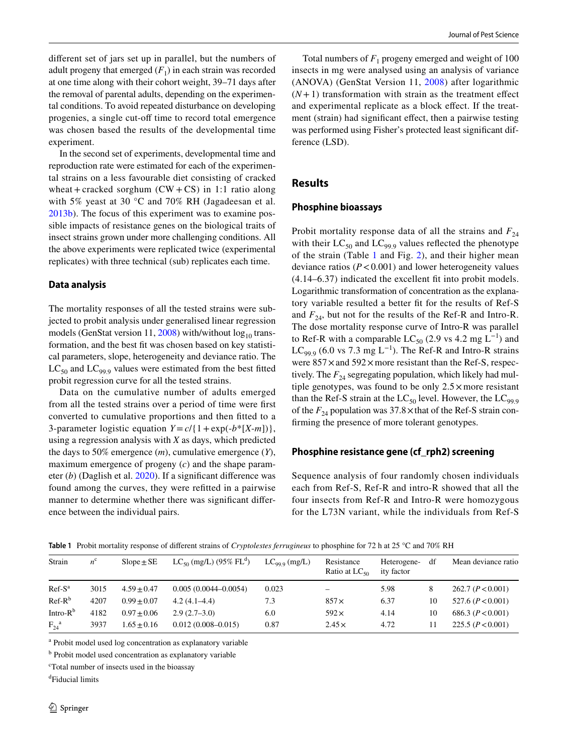different set of jars set up in parallel, but the numbers of adult progeny that emerged ($F_1$) in each strain was recorded at one time along with their cohort weight, 39–71 days after the removal of parental adults, depending on the experimental conditions. To avoid repeated disturbance on developing progenies, a single cut-off time to record total emergence was chosen based the results of the developmental time experiment.

In the second set of experiments, developmental time and reproduction rate were estimated for each of the experimental strains on a less favourable diet consisting of cracked wheat + cracked sorghum (CW + CS) in 1:1 ratio along with 5% yeast at 30 °C and 70% RH (Jagadeesan et al. 2013b). The focus of this experiment was to examine possible impacts of resistance genes on the biological traits of insect strains grown under more challenging conditions. All the above experiments were replicated twice (experimental replicates) with three technical (sub) replicates each time.

### Data analysis

The mortality responses of all the tested strains were subjected to probit analysis under generalised linear regression models (GenStat version 11, 2008) with/without $\log_{10}$ transformation, and the best fit was chosen based on key statistical parameters, slope, heterogeneity and deviance ratio. The $LC_{50}$ and $LC_{99.9}$ values were estimated from the best fitted probit regression curve for all the tested strains.

Data on the cumulative number of adults emerged from all the tested strains over a period of time were first converted to cumulative proportions and then fitted to a 3-parameter logistic equation $Y = c/\{1 + \exp(-b^*[X - m])\}$, using a regression analysis with $X$ as days, which predicted the days to 50% emergence ($m$), cumulative emergence ($Y$), maximum emergence of progeny ($c$) and the shape parameter ($b$) (Daglish et al. 2020). If a significant difference was found among the curves, they were refitted in a pairwise manner to determine whether there was significant difference between the individual pairs.

Total numbers of $F_1$ progeny emerged and weight of 100 insects in mg were analysed using an analysis of variance (ANOVA) (GenStat Version 11, 2008) after logarithmic $(N + 1)$ transformation with strain as the treatment effect and experimental replicate as a block effect. If the treatment (strain) had significant effect, then a pairwise testing was performed using Fisher's protected least significant difference (LSD).

## Results

### Phosphine bioassays

Probit mortality response data of all the strains and $F_{24}$ with their $LC_{50}$ and $LC_{99.9}$ values reflected the phenotype of the strain (Table 1 and Fig. 2), and their higher mean deviance ratios ($P < 0.001$) and lower heterogeneity values (4.14–6.37) indicated the excellent fit into probit models. Logarithmic transformation of concentration as the explanatory variable resulted a better fit for the results of Ref-S and $F_{24}$, but not for the results of the Ref-R and Intro-R. The dose mortality response curve of Intro-R was parallel to Ref-R with a comparable $LC_{50}$ (2.9 vs 4.2 mg $L^{-1}$) and $LC_{99.9}$ (6.0 vs 7.3 mg $L^{-1}$). The Ref-R and Intro-R strains were 857 × and 592 × more resistant than the Ref-S, respectively. The $F_{24}$ segregating population, which likely had multiple genotypes, was found to be only 2.5 × more resistant than the Ref-S strain at the $LC_{50}$ level. However, the $LC_{99.9}$ of the $F_{24}$ population was 37.8 × that of the Ref-S strain confirming the presence of more tolerant genotypes.

### Phosphine resistance gene (cf_rph2) screening

Sequence analysis of four randomly chosen individuals each from Ref-S, Ref-R and intro-R showed that all the four insects from Ref-R and Intro-R were homozygous for the L73N variant, while the individuals from Ref-S

**Table 1** Probit mortality response of different strains of *Cryptolestes ferrugineus* to phosphine for 72 h at 25 °C and 70% RH

| Strain | $n$[c] | Slope ± SE | $LC_{50}$ (mg/L) (95% FL[d]) | $LC_{99.9}$ (mg/L) | Resistance Ratio at $LC_{50}$ | Heterogeneity factor | df | Mean deviance ratio |
|---|---|---|---|---|---|---|---|---|
| Ref-S[a] | 3015 | 4.59 ± 0.47 | 0.005 (0.0044–0.0054) | 0.023 | – | 5.98 | 8 | 262.7 ($P < 0.001$) |
| Ref-R[b] | 4207 | 0.99 ± 0.07 | 4.2 (4.1–4.4) | 7.3 | 857× | 6.37 | 10 | 527.6 ($P < 0.001$) |
| Intro-R[b] | 4182 | 0.97 ± 0.06 | 2.9 (2.7–3.0) | 6.0 | 592× | 4.14 | 10 | 686.3 ($P < 0.001$) |
| $F_{24}$[a] | 3937 | 1.65 ± 0.16 | 0.012 (0.008–0.015) | 0.87 | 2.45× | 4.72 | 11 | 225.5 ($P < 0.001$) |

[a] Probit model used log concentration as explanatory variable

[b] Probit model used concentration as explanatory variable

[c] Total number of insects used in the bioassay

[d] Fiducial limits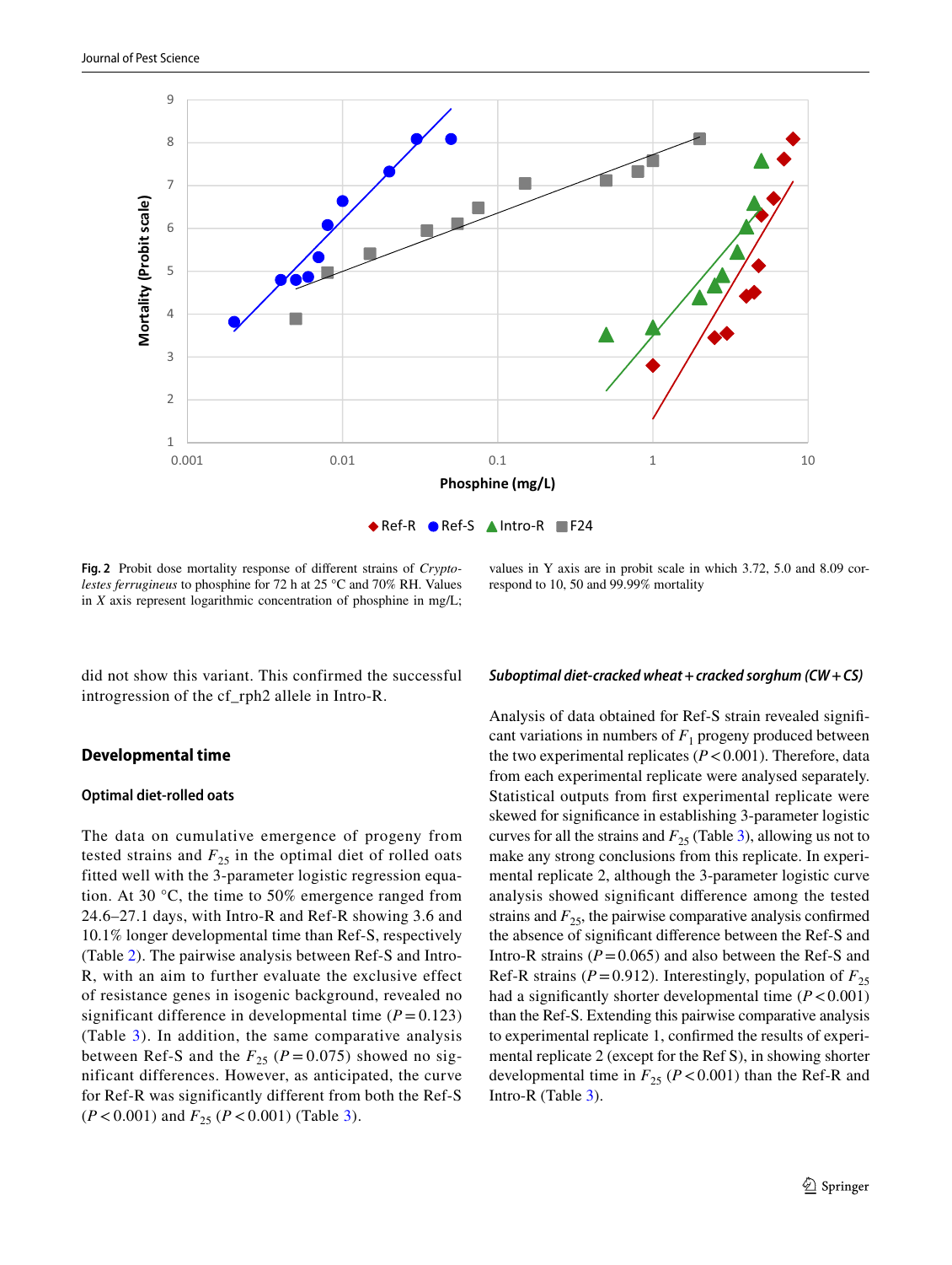**Fig. 2** Probit dose mortality response of different strains of *Cryptolestes ferrugineus* to phosphine for 72 h at 25 °C and 70% RH. Values in *X* axis represent logarithmic concentration of phosphine in mg/L; values in Y axis are in probit scale in which 3.72, 5.0 and 8.09 correspond to 10, 50 and 99.99% mortality

did not show this variant. This confirmed the successful introgression of the cf_rph2 allele in Intro-R.

## Developmental time

### Optimal diet-rolled oats

The data on cumulative emergence of progeny from tested strains and $F_{25}$ in the optimal diet of rolled oats fitted well with the 3-parameter logistic regression equation. At 30 °C, the time to 50% emergence ranged from 24.6–27.1 days, with Intro-R and Ref-R showing 3.6 and 10.1% longer developmental time than Ref-S, respectively (Table 2). The pairwise analysis between Ref-S and Intro-R, with an aim to further evaluate the exclusive effect of resistance genes in isogenic background, revealed no significant difference in developmental time ($P = 0.123$) (Table 3). In addition, the same comparative analysis between Ref-S and the $F_{25}$ ($P = 0.075$) showed no significant differences. However, as anticipated, the curve for Ref-R was significantly different from both the Ref-S ($P < 0.001$) and $F_{25}$ ($P < 0.001$) (Table 3).

### *Suboptimal diet-cracked wheat + cracked sorghum (CW + CS)*

Analysis of data obtained for Ref-S strain revealed significant variations in numbers of $F_1$ progeny produced between the two experimental replicates ($P < 0.001$). Therefore, data from each experimental replicate were analysed separately. Statistical outputs from first experimental replicate were skewed for significance in establishing 3-parameter logistic curves for all the strains and $F_{25}$ (Table 3), allowing us not to make any strong conclusions from this replicate. In experimental replicate 2, although the 3-parameter logistic curve analysis showed significant difference among the tested strains and $F_{25}$, the pairwise comparative analysis confirmed the absence of significant difference between the Ref-S and Intro-R strains ($P = 0.065$) and also between the Ref-S and Ref-R strains ($P = 0.912$). Interestingly, population of $F_{25}$ had a significantly shorter developmental time ($P < 0.001$) than the Ref-S. Extending this pairwise comparative analysis to experimental replicate 1, confirmed the results of experimental replicate 2 (except for the Ref S), in showing shorter developmental time in $F_{25}$ ($P < 0.001$) than the Ref-R and Intro-R (Table 3).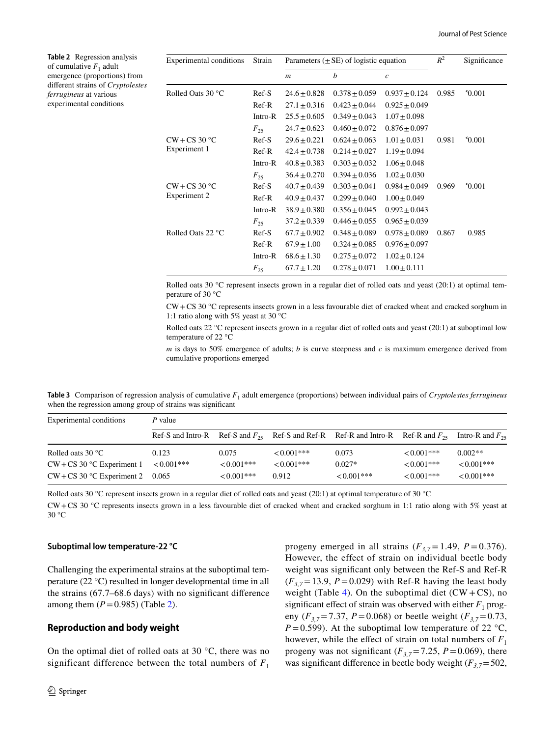**Table 2** Regression analysis of cumulative $F_1$ adult emergence (proportions) from different strains of *Cryptolestes ferrugineus* at various experimental conditions

| Experimental conditions | Strain | Parameters (±SE) of logistic equation | | | $R^2$ | Significance |
|---|---|---|---|---|---|---|
| | | *m* | *b* | *c* | | |
| Rolled Oats 30 °C | Ref-S | 24.6 ± 0.828 | 0.378 ± 0.059 | 0.937 ± 0.124 | 0.985 | ˂0.001 |
| | Ref-R | 27.1 ± 0.316 | 0.423 ± 0.044 | 0.925 ± 0.049 | | |
| | Intro-R | 25.5 ± 0.605 | 0.349 ± 0.043 | 1.07 ± 0.098 | | |
| | $F_{25}$ | 24.7 ± 0.623 | 0.460 ± 0.072 | 0.876 ± 0.097 | | |
| CW + CS 30 °C Experiment 1 | Ref-S | 29.6 ± 0.221 | 0.624 ± 0.063 | 1.01 ± 0.031 | 0.981 | ˂0.001 |
| | Ref-R | 42.4 ± 0.738 | 0.214 ± 0.027 | 1.19 ± 0.094 | | |
| | Intro-R | 40.8 ± 0.383 | 0.303 ± 0.032 | 1.06 ± 0.048 | | |
| | $F_{25}$ | 36.4 ± 0.270 | 0.394 ± 0.036 | 1.02 ± 0.030 | | |
| CW + CS 30 °C Experiment 2 | Ref-S | 40.7 ± 0.439 | 0.303 ± 0.041 | 0.984 ± 0.049 | 0.969 | ˂0.001 |
| | Ref-R | 40.9 ± 0.437 | 0.299 ± 0.040 | 1.00 ± 0.049 | | |
| | Intro-R | 38.9 ± 0.380 | 0.356 ± 0.045 | 0.992 ± 0.043 | | |
| | $F_{25}$ | 37.2 ± 0.339 | 0.446 ± 0.055 | 0.965 ± 0.039 | | |
| Rolled Oats 22 °C | Ref-S | 67.7 ± 0.902 | 0.348 ± 0.089 | 0.978 ± 0.089 | 0.867 | 0.985 |
| | Ref-R | 67.9 ± 1.00 | 0.324 ± 0.085 | 0.976 ± 0.097 | | |
| | Intro-R | 68.6 ± 1.30 | 0.275 ± 0.072 | 1.02 ± 0.124 | | |
| | $F_{25}$ | 67.7 ± 1.20 | 0.278 ± 0.071 | 1.00 ± 0.111 | | |

Rolled oats 30 °C represent insects grown in a regular diet of rolled oats and yeast (20:1) at optimal temperature of 30 °C

CW + CS 30 °C represents insects grown in a less favourable diet of cracked wheat and cracked sorghum in 1:1 ratio along with 5% yeast at 30 °C

Rolled oats 22 °C represent insects grown in a regular diet of rolled oats and yeast (20:1) at suboptimal low temperature of 22 °C

*m* is days to 50% emergence of adults; *b* is curve steepness and *c* is maximum emergence derived from cumulative proportions emerged

**Table 3** Comparison of regression analysis of cumulative $F_1$ adult emergence (proportions) between individual pairs of *Cryptolestes ferrugineus* when the regression among group of strains was significant

| Experimental conditions | *P* value | | | | | |
|---|---|---|---|---|---|---|
| | Ref-S and Intro-R | Ref-S and $F_{25}$ | Ref-S and Ref-R | Ref-R and Intro-R | Ref-R and $F_{25}$ | Intro-R and $F_{25}$ |
| Rolled oats 30 °C | 0.123 | 0.075 | < 0.001*** | 0.073 | < 0.001*** | 0.002** |
| CW + CS 30 °C Experiment 1 | < 0.001*** | < 0.001*** | < 0.001*** | 0.027* | < 0.001*** | < 0.001*** |
| CW + CS 30 °C Experiment 2 | 0.065 | < 0.001*** | 0.912 | < 0.001*** | < 0.001*** | < 0.001*** |

Rolled oats 30 °C represent insects grown in a regular diet of rolled oats and yeast (20:1) at optimal temperature of 30 °C

CW + CS 30 °C represents insects grown in a less favourable diet of cracked wheat and cracked sorghum in 1:1 ratio along with 5% yeast at 30 °C

#### Suboptimal low temperature-22 °C

Challenging the experimental strains at the suboptimal temperature (22 °C) resulted in longer developmental time in all the strains (67.7–68.6 days) with no significant difference among them ($P = 0.985$) (Table 2).

### Reproduction and body weight

On the optimal diet of rolled oats at 30 °C, there was no significant difference between the total numbers of $F_1$ progeny emerged in all strains ($F_{3,7} = 1.49$, $P = 0.376$). However, the effect of strain on individual beetle body weight was significant only between the Ref-S and Ref-R ($F_{3,7} = 13.9$, $P = 0.029$) with Ref-R having the least body weight (Table 4). On the suboptimal diet (CW + CS), no significant effect of strain was observed with either $F_1$ progeny ($F_{3,7} = 7.37$, $P = 0.068$) or beetle weight ($F_{3,7} = 0.73$, $P = 0.599$). At the suboptimal low temperature of 22 °C, however, while the effect of strain on total numbers of $F_1$ progeny was not significant ($F_{3,7} = 7.25$, $P = 0.069$), there was significant difference in beetle body weight ($F_{3,7} = 502$,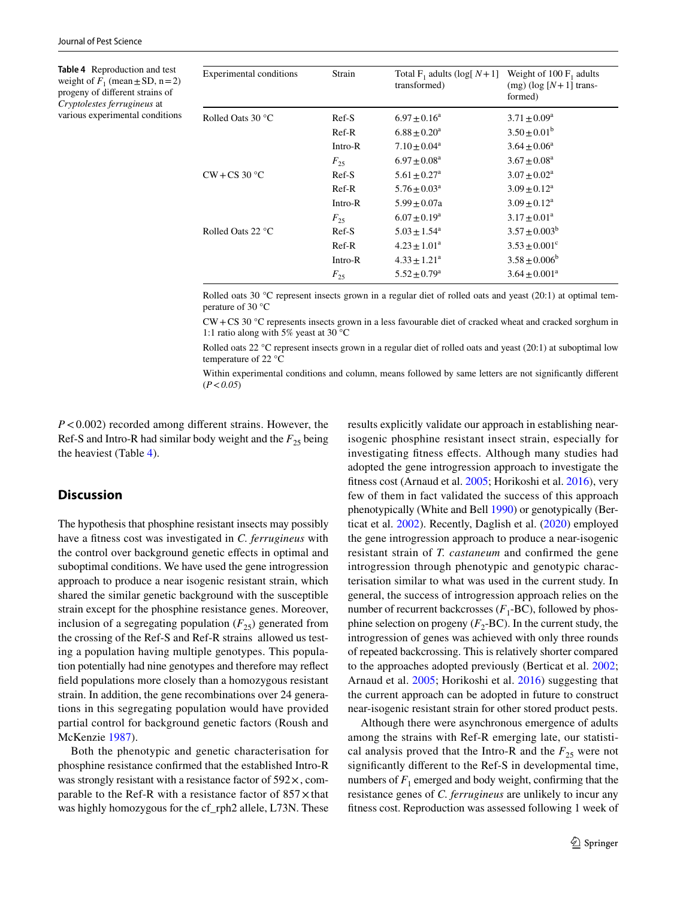**Table 4** Reproduction and test weight of $F_1$ (mean ± SD, n = 2) progeny of different strains of *Cryptolestes ferrugineus* at various experimental conditions

| Experimental conditions | Strain | Total $F_1$ adults (log[ $N+1$] transformed) | Weight of 100 $F_1$ adults (mg) (log [$N+1$] transformed) |
|---|---|---|---|
| Rolled Oats 30 °C | Ref-S | $6.97 \pm 0.16^a$ | $3.71 \pm 0.09^a$ |
| | Ref-R | $6.88 \pm 0.20^a$ | $3.50 \pm 0.01^b$ |
| | Intro-R | $7.10 \pm 0.04^a$ | $3.64 \pm 0.06^a$ |
| | $F_{25}$ | $6.97 \pm 0.08^a$ | $3.67 \pm 0.08^a$ |
| CW + CS 30 °C | Ref-S | $5.61 \pm 0.27^a$ | $3.07 \pm 0.02^a$ |
| | Ref-R | $5.76 \pm 0.03^a$ | $3.09 \pm 0.12^a$ |
| | Intro-R | $5.99 \pm 0.07$a | $3.09 \pm 0.12^a$ |
| | $F_{25}$ | $6.07 \pm 0.19^a$ | $3.17 \pm 0.01^a$ |
| Rolled Oats 22 °C | Ref-S | $5.03 \pm 1.54^a$ | $3.57 \pm 0.003^b$ |
| | Ref-R | $4.23 \pm 1.01^a$ | $3.53 \pm 0.001^c$ |
| | Intro-R | $4.33 \pm 1.21^a$ | $3.58 \pm 0.006^b$ |
| | $F_{25}$ | $5.52 \pm 0.79^a$ | $3.64 \pm 0.001^a$ |

Rolled oats 30 °C represent insects grown in a regular diet of rolled oats and yeast (20:1) at optimal temperature of 30 °C

CW + CS 30 °C represents insects grown in a less favourable diet of cracked wheat and cracked sorghum in 1:1 ratio along with 5% yeast at 30 °C

Rolled oats 22 °C represent insects grown in a regular diet of rolled oats and yeast (20:1) at suboptimal low temperature of 22 °C

Within experimental conditions and column, means followed by same letters are not significantly different (*P < 0.05*)

$P < 0.002$) recorded among different strains. However, the Ref-S and Intro-R had similar body weight and the $F_{25}$ being the heaviest (Table 4).

## Discussion

The hypothesis that phosphine resistant insects may possibly have a fitness cost was investigated in *C. ferrugineus* with the control over background genetic effects in optimal and suboptimal conditions. We have used the gene introgression approach to produce a near isogenic resistant strain, which shared the similar genetic background with the susceptible strain except for the phosphine resistance genes. Moreover, inclusion of a segregating population ($F_{25}$) generated from the crossing of the Ref-S and Ref-R strains allowed us testing a population having multiple genotypes. This population potentially had nine genotypes and therefore may reflect field populations more closely than a homozygous resistant strain. In addition, the gene recombinations over 24 generations in this segregating population would have provided partial control for background genetic factors (Roush and McKenzie 1987).

Both the phenotypic and genetic characterisation for phosphine resistance confirmed that the established Intro-R was strongly resistant with a resistance factor of 592×, comparable to the Ref-R with a resistance factor of 857× that was highly homozygous for the cf_rph2 allele, L73N. These results explicitly validate our approach in establishing near-isogenic phosphine resistant insect strain, especially for investigating fitness effects. Although many studies had adopted the gene introgression approach to investigate the fitness cost (Arnaud et al. 2005; Horikoshi et al. 2016), very few of them in fact validated the success of this approach phenotypically (White and Bell 1990) or genotypically (Berticat et al. 2002). Recently, Daglish et al. (2020) employed the gene introgression approach to produce a near-isogenic resistant strain of *T. castaneum* and confirmed the gene introgression through phenotypic and genotypic characterisation similar to what was used in the current study. In general, the success of introgression approach relies on the number of recurrent backcrosses ($F_1$-BC), followed by phosphine selection on progeny ($F_2$-BC). In the current study, the introgression of genes was achieved with only three rounds of repeated backcrossing. This is relatively shorter compared to the approaches adopted previously (Berticat et al. 2002; Arnaud et al. 2005; Horikoshi et al. 2016) suggesting that the current approach can be adopted in future to construct near-isogenic resistant strain for other stored product pests.

Although there were asynchronous emergence of adults among the strains with Ref-R emerging late, our statistical analysis proved that the Intro-R and the $F_{25}$ were not significantly different to the Ref-S in developmental time, numbers of $F_1$ emerged and body weight, confirming that the resistance genes of *C. ferrugineus* are unlikely to incur any fitness cost. Reproduction was assessed following 1 week of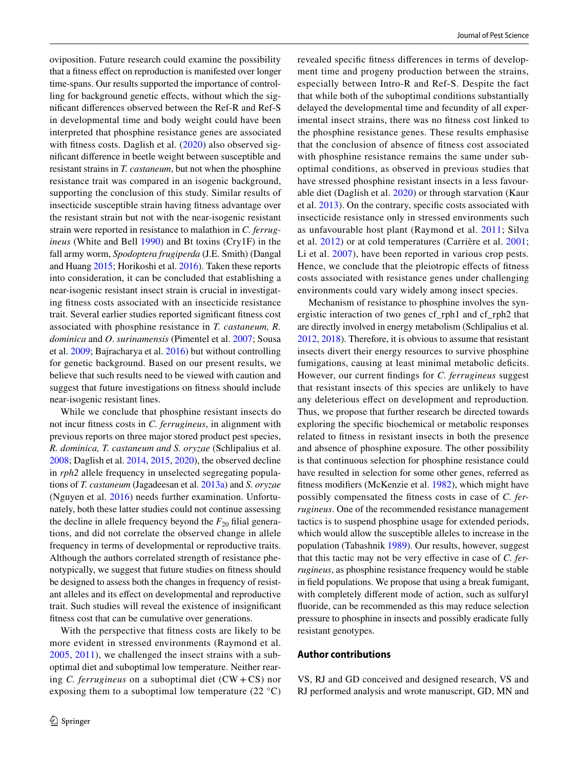oviposition. Future research could examine the possibility that a fitness effect on reproduction is manifested over longer time-spans. Our results supported the importance of controlling for background genetic effects, without which the significant differences observed between the Ref-R and Ref-S in developmental time and body weight could have been interpreted that phosphine resistance genes are associated with fitness costs. Daglish et al. (2020) also observed significant difference in beetle weight between susceptible and resistant strains in *T. castaneum*, but not when the phosphine resistance trait was compared in an isogenic background, supporting the conclusion of this study. Similar results of insecticide susceptible strain having fitness advantage over the resistant strain but not with the near-isogenic resistant strain were reported in resistance to malathion in *C. ferrugineus* (White and Bell 1990) and Bt toxins (Cry1F) in the fall army worm, *Spodoptera frugiperda* (J.E. Smith) (Dangal and Huang 2015; Horikoshi et al. 2016). Taken these reports into consideration, it can be concluded that establishing a near-isogenic resistant insect strain is crucial in investigating fitness costs associated with an insecticide resistance trait. Several earlier studies reported significant fitness cost associated with phosphine resistance in *T. castaneum, R. dominica* and *O. surinamensis* (Pimentel et al. 2007; Sousa et al. 2009; Bajracharya et al. 2016) but without controlling for genetic background. Based on our present results, we believe that such results need to be viewed with caution and suggest that future investigations on fitness should include near-isogenic resistant lines.

While we conclude that phosphine resistant insects do not incur fitness costs in *C. ferrugineus*, in alignment with previous reports on three major stored product pest species, *R. dominica, T. castaneum and S. oryzae* (Schlipalius et al. 2008; Daglish et al. 2014, 2015, 2020), the observed decline in *rph2* allele frequency in unselected segregating populations of *T. castaneum* (Jagadeesan et al. 2013a) and *S. oryzae* (Nguyen et al. 2016) needs further examination. Unfortunately, both these latter studies could not continue assessing the decline in allele frequency beyond the $F_{20}$ filial generations, and did not correlate the observed change in allele frequency in terms of developmental or reproductive traits. Although the authors correlated strength of resistance phenotypically, we suggest that future studies on fitness should be designed to assess both the changes in frequency of resistant alleles and its effect on developmental and reproductive trait. Such studies will reveal the existence of insignificant fitness cost that can be cumulative over generations.

With the perspective that fitness costs are likely to be more evident in stressed environments (Raymond et al. 2005, 2011), we challenged the insect strains with a suboptimal diet and suboptimal low temperature. Neither rearing *C. ferrugineus* on a suboptimal diet (CW + CS) nor exposing them to a suboptimal low temperature (22 °C) revealed specific fitness differences in terms of development time and progeny production between the strains, especially between Intro-R and Ref-S. Despite the fact that while both of the suboptimal conditions substantially delayed the developmental time and fecundity of all experimental insect strains, there was no fitness cost linked to the phosphine resistance genes. These results emphasise that the conclusion of absence of fitness cost associated with phosphine resistance remains the same under suboptimal conditions, as observed in previous studies that have stressed phosphine resistant insects in a less favourable diet (Daglish et al. 2020) or through starvation (Kaur et al. 2013). On the contrary, specific costs associated with insecticide resistance only in stressed environments such as unfavourable host plant (Raymond et al. 2011; Silva et al. 2012) or at cold temperatures (Carrière et al. 2001; Li et al. 2007), have been reported in various crop pests. Hence, we conclude that the pleiotropic effects of fitness costs associated with resistance genes under challenging environments could vary widely among insect species.

Mechanism of resistance to phosphine involves the synergistic interaction of two genes cf_rph1 and cf_rph2 that are directly involved in energy metabolism (Schlipalius et al. 2012, 2018). Therefore, it is obvious to assume that resistant insects divert their energy resources to survive phosphine fumigations, causing at least minimal metabolic deficits. However, our current findings for *C. ferrugineus* suggest that resistant insects of this species are unlikely to have any deleterious effect on development and reproduction. Thus, we propose that further research be directed towards exploring the specific biochemical or metabolic responses related to fitness in resistant insects in both the presence and absence of phosphine exposure. The other possibility is that continuous selection for phosphine resistance could have resulted in selection for some other genes, referred as fitness modifiers (McKenzie et al. 1982), which might have possibly compensated the fitness costs in case of *C. ferrugineus*. One of the recommended resistance management tactics is to suspend phosphine usage for extended periods, which would allow the susceptible alleles to increase in the population (Tabashnik 1989). Our results, however, suggest that this tactic may not be very effective in case of *C. ferrugineus*, as phosphine resistance frequency would be stable in field populations. We propose that using a break fumigant, with completely different mode of action, such as sulfuryl fluoride, can be recommended as this may reduce selection pressure to phosphine in insects and possibly eradicate fully resistant genotypes.

## Author contributions

VS, RJ and GD conceived and designed research, VS and RJ performed analysis and wrote manuscript, GD, MN and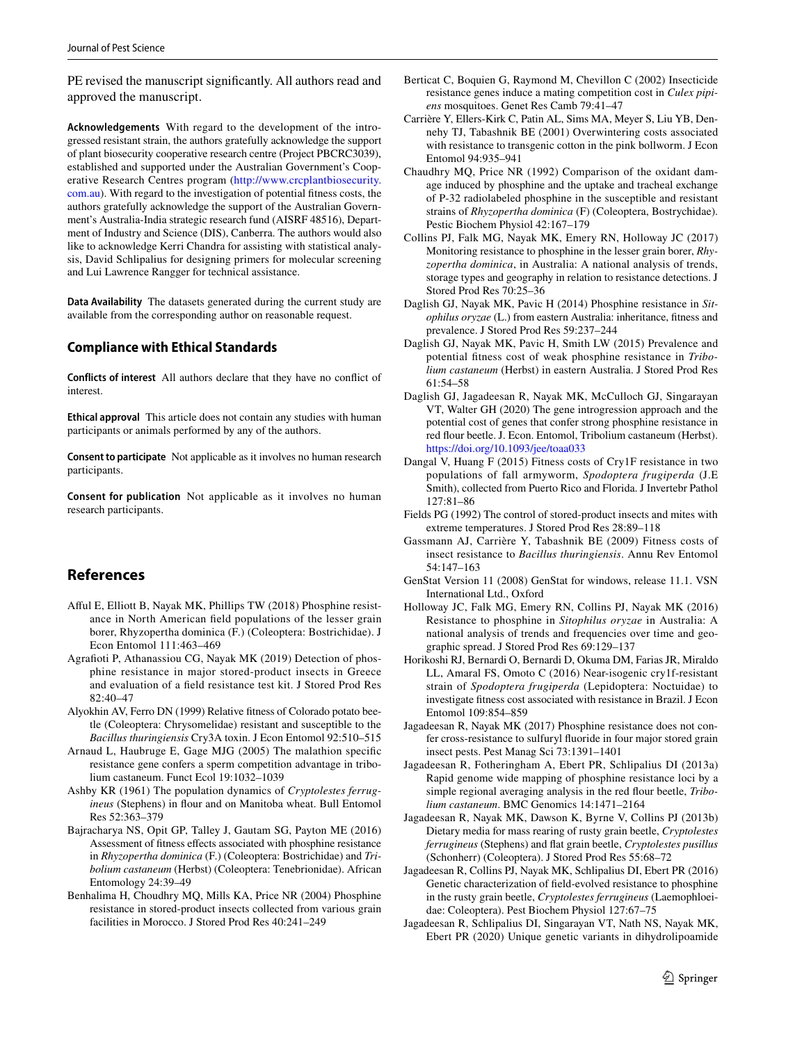PE revised the manuscript significantly. All authors read and approved the manuscript.

**Acknowledgements** With regard to the development of the introgressed resistant strain, the authors gratefully acknowledge the support of plant biosecurity cooperative research centre (Project PBCRC3039), established and supported under the Australian Government's Cooperative Research Centres program (http://www.crcplantbiosecurity.com.au). With regard to the investigation of potential fitness costs, the authors gratefully acknowledge the support of the Australian Government's Australia-India strategic research fund (AISRF 48516), Department of Industry and Science (DIS), Canberra. The authors would also like to acknowledge Kerri Chandra for assisting with statistical analysis, David Schlipalius for designing primers for molecular screening and Lui Lawrence Rangger for technical assistance.

**Data Availability** The datasets generated during the current study are available from the corresponding author on reasonable request.

## Compliance with Ethical Standards

**Conflicts of interest** All authors declare that they have no conflict of interest.

**Ethical approval** This article does not contain any studies with human participants or animals performed by any of the authors.

**Consent to participate** Not applicable as it involves no human research participants.

**Consent for publication** Not applicable as it involves no human research participants.

## References

Afful E, Elliott B, Nayak MK, Phillips TW (2018) Phosphine resistance in North American field populations of the lesser grain borer, Rhyzopertha dominica (F.) (Coleoptera: Bostrichidae). J Econ Entomol 111:463–469

Agrafioti P, Athanassiou CG, Nayak MK (2019) Detection of phosphine resistance in major stored-product insects in Greece and evaluation of a field resistance test kit. J Stored Prod Res 82:40–47

Alyokhin AV, Ferro DN (1999) Relative fitness of Colorado potato beetle (Coleoptera: Chrysomelidae) resistant and susceptible to the *Bacillus thuringiensis* Cry3A toxin. J Econ Entomol 92:510–515

Arnaud L, Haubruge E, Gage MJG (2005) The malathion specific resistance gene confers a sperm competition advantage in tribolium castaneum. Funct Ecol 19:1032–1039

Ashby KR (1961) The population dynamics of *Cryptolestes ferrugineus* (Stephens) in flour and on Manitoba wheat. Bull Entomol Res 52:363–379

Bajracharya NS, Opit GP, Talley J, Gautam SG, Payton ME (2016) Assessment of fitness effects associated with phosphine resistance in *Rhyzopertha dominica* (F.) (Coleoptera: Bostrichidae) and *Tribolium castaneum* (Herbst) (Coleoptera: Tenebrionidae). African Entomology 24:39–49

Benhalima H, Choudhry MQ, Mills KA, Price NR (2004) Phosphine resistance in stored-product insects collected from various grain facilities in Morocco. J Stored Prod Res 40:241–249

Berticat C, Boquien G, Raymond M, Chevillon C (2002) Insecticide resistance genes induce a mating competition cost in *Culex pipiens* mosquitoes. Genet Res Camb 79:41–47

Carrière Y, Ellers-Kirk C, Patin AL, Sims MA, Meyer S, Liu YB, Dennehy TJ, Tabashnik BE (2001) Overwintering costs associated with resistance to transgenic cotton in the pink bollworm. J Econ Entomol 94:935–941

Chaudhry MQ, Price NR (1992) Comparison of the oxidant damage induced by phosphine and the uptake and tracheal exchange of P-32 radiolabeled phosphine in the susceptible and resistant strains of *Rhyzopertha dominica* (F) (Coleoptera, Bostrychidae). Pestic Biochem Physiol 42:167–179

Collins PJ, Falk MG, Nayak MK, Emery RN, Holloway JC (2017) Monitoring resistance to phosphine in the lesser grain borer, *Rhyzopertha dominica*, in Australia: A national analysis of trends, storage types and geography in relation to resistance detections. J Stored Prod Res 70:25–36

Daglish GJ, Nayak MK, Pavic H (2014) Phosphine resistance in *Sitophilus oryzae* (L.) from eastern Australia: inheritance, fitness and prevalence. J Stored Prod Res 59:237–244

Daglish GJ, Nayak MK, Pavic H, Smith LW (2015) Prevalence and potential fitness cost of weak phosphine resistance in *Tribolium castaneum* (Herbst) in eastern Australia. J Stored Prod Res 61:54–58

Daglish GJ, Jagadeesan R, Nayak MK, McCulloch GJ, Singarayan VT, Walter GH (2020) The gene introgression approach and the potential cost of genes that confer strong phosphine resistance in red flour beetle. J. Econ. Entomol, Tribolium castaneum (Herbst). https://doi.org/10.1093/jee/toaa033

Dangal V, Huang F (2015) Fitness costs of Cry1F resistance in two populations of fall armyworm, *Spodoptera frugiperda* (J.E Smith), collected from Puerto Rico and Florida. J Invertebr Pathol 127:81–86

Fields PG (1992) The control of stored-product insects and mites with extreme temperatures. J Stored Prod Res 28:89–118

Gassmann AJ, Carrière Y, Tabashnik BE (2009) Fitness costs of insect resistance to *Bacillus thuringiensis*. Annu Rev Entomol 54:147–163

GenStat Version 11 (2008) GenStat for windows, release 11.1. VSN International Ltd., Oxford

Holloway JC, Falk MG, Emery RN, Collins PJ, Nayak MK (2016) Resistance to phosphine in *Sitophilus oryzae* in Australia: A national analysis of trends and frequencies over time and geographic spread. J Stored Prod Res 69:129–137

Horikoshi RJ, Bernardi O, Bernardi D, Okuma DM, Farias JR, Miraldo LL, Amaral FS, Omoto C (2016) Near-isogenic cry1f-resistant strain of *Spodoptera frugiperda* (Lepidoptera: Noctuidae) to investigate fitness cost associated with resistance in Brazil. J Econ Entomol 109:854–859

Jagadeesan R, Nayak MK (2017) Phosphine resistance does not confer cross-resistance to sulfuryl fluoride in four major stored grain insect pests. Pest Manag Sci 73:1391–1401

Jagadeesan R, Fotheringham A, Ebert PR, Schlipalius DI (2013a) Rapid genome wide mapping of phosphine resistance loci by a simple regional averaging analysis in the red flour beetle, *Tribolium castaneum*. BMC Genomics 14:1471–2164

Jagadeesan R, Nayak MK, Dawson K, Byrne V, Collins PJ (2013b) Dietary media for mass rearing of rusty grain beetle, *Cryptolestes ferrugineus* and flat grain beetle, *Cryptolestes pusillus* (Schonherr) (Coleoptera). J Stored Prod Res 55:68–72

Jagadeesan R, Collins PJ, Nayak MK, Schlipalius DI, Ebert PR (2016) Genetic characterization of field-evolved resistance to phosphine in the rusty grain beetle, *Cryptolestes ferrugineus* (Laemophloeidae: Coleoptera). Pest Biochem Physiol 127:67–75

Jagadeesan R, Schlipalius DI, Singarayan VT, Nath NS, Nayak MK, Ebert PR (2020) Unique genetic variants in dihydrolipoamide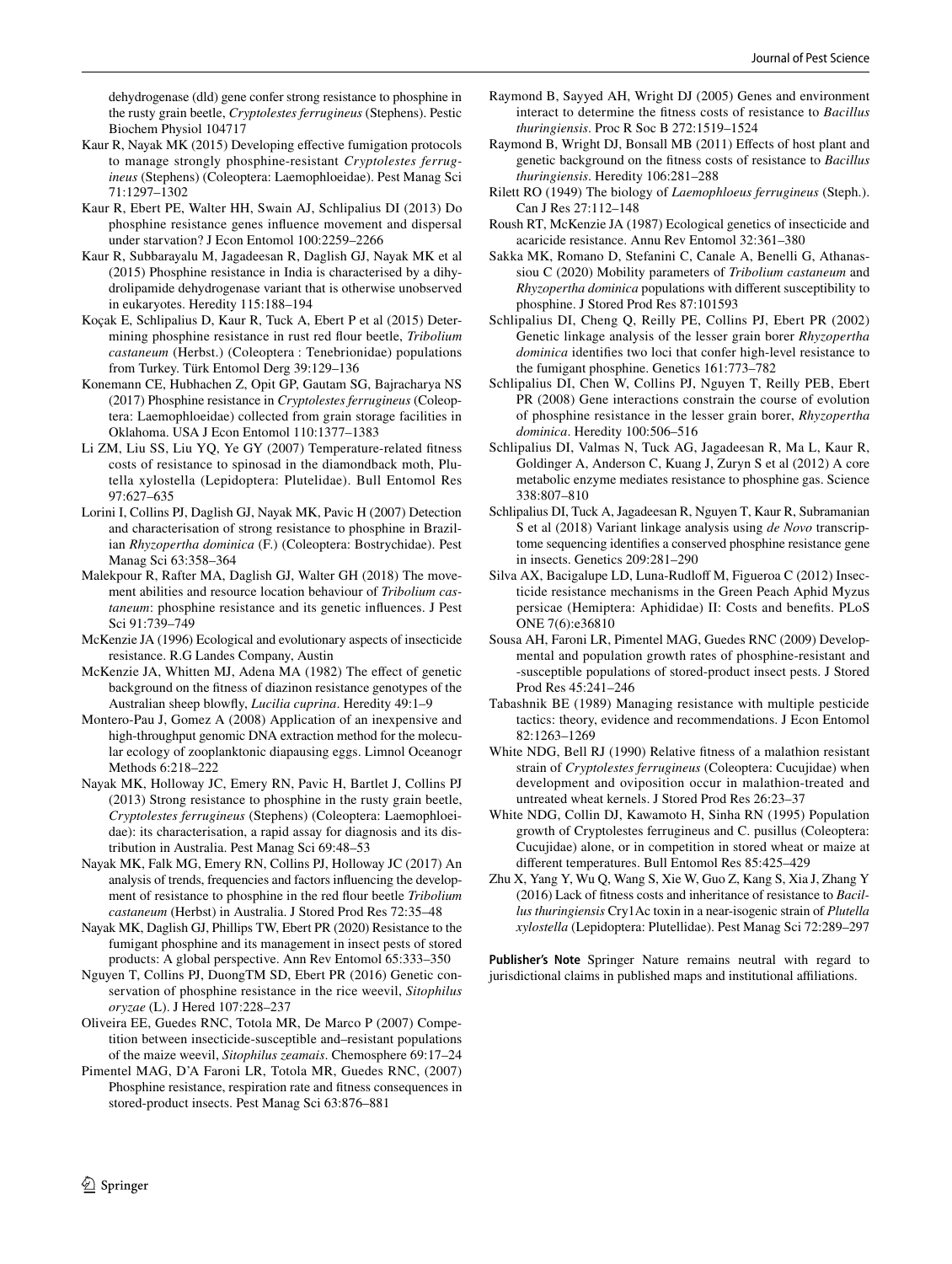dehydrogenase (dld) gene confer strong resistance to phosphine in the rusty grain beetle, *Cryptolestes ferrugineus* (Stephens). Pestic Biochem Physiol 104717

Kaur R, Nayak MK (2015) Developing effective fumigation protocols to manage strongly phosphine-resistant *Cryptolestes ferrugineus* (Stephens) (Coleoptera: Laemophloeidae). Pest Manag Sci 71:1297–1302

Kaur R, Ebert PE, Walter HH, Swain AJ, Schlipalius DI (2013) Do phosphine resistance genes influence movement and dispersal under starvation? J Econ Entomol 100:2259–2266

Kaur R, Subbarayalu M, Jagadeesan R, Daglish GJ, Nayak MK et al (2015) Phosphine resistance in India is characterised by a dihydrolipamide dehydrogenase variant that is otherwise unobserved in eukaryotes. Heredity 115:188–194

Koçak E, Schlipalius D, Kaur R, Tuck A, Ebert P et al (2015) Determining phosphine resistance in rust red flour beetle, *Tribolium castaneum* (Herbst.) (Coleoptera : Tenebrionidae) populations from Turkey. Türk Entomol Derg 39:129–136

Konemann CE, Hubhachen Z, Opit GP, Gautam SG, Bajracharya NS (2017) Phosphine resistance in *Cryptolestes ferrugineus* (Coleoptera: Laemophloeidae) collected from grain storage facilities in Oklahoma. USA J Econ Entomol 110:1377–1383

Li ZM, Liu SS, Liu YQ, Ye GY (2007) Temperature-related fitness costs of resistance to spinosad in the diamondback moth, Plutella xylostella (Lepidoptera: Plutelidae). Bull Entomol Res 97:627–635

Lorini I, Collins PJ, Daglish GJ, Nayak MK, Pavic H (2007) Detection and characterisation of strong resistance to phosphine in Brazilian *Rhyzopertha dominica* (F.) (Coleoptera: Bostrychidae). Pest Manag Sci 63:358–364

Malekpour R, Rafter MA, Daglish GJ, Walter GH (2018) The movement abilities and resource location behaviour of *Tribolium castaneum*: phosphine resistance and its genetic influences. J Pest Sci 91:739–749

McKenzie JA (1996) Ecological and evolutionary aspects of insecticide resistance. R.G Landes Company, Austin

McKenzie JA, Whitten MJ, Adena MA (1982) The effect of genetic background on the fitness of diazinon resistance genotypes of the Australian sheep blowfly, *Lucilia cuprina*. Heredity 49:1–9

Montero-Pau J, Gomez A (2008) Application of an inexpensive and high-throughput genomic DNA extraction method for the molecular ecology of zooplanktonic diapausing eggs. Limnol Oceanogr Methods 6:218–222

Nayak MK, Holloway JC, Emery RN, Pavic H, Bartlet J, Collins PJ (2013) Strong resistance to phosphine in the rusty grain beetle, *Cryptolestes ferrugineus* (Stephens) (Coleoptera: Laemophloeidae): its characterisation, a rapid assay for diagnosis and its distribution in Australia. Pest Manag Sci 69:48–53

Nayak MK, Falk MG, Emery RN, Collins PJ, Holloway JC (2017) An analysis of trends, frequencies and factors influencing the development of resistance to phosphine in the red flour beetle *Tribolium castaneum* (Herbst) in Australia. J Stored Prod Res 72:35–48

Nayak MK, Daglish GJ, Phillips TW, Ebert PR (2020) Resistance to the fumigant phosphine and its management in insect pests of stored products: A global perspective. Ann Rev Entomol 65:333–350

Nguyen T, Collins PJ, DuongTM SD, Ebert PR (2016) Genetic conservation of phosphine resistance in the rice weevil, *Sitophilus oryzae* (L.). J Hered 107:228–237

Oliveira EE, Guedes RNC, Totola MR, De Marco P (2007) Competition between insecticide-susceptible and–resistant populations of the maize weevil, *Sitophilus zeamais*. Chemosphere 69:17–24

Pimentel MAG, D'A Faroni LR, Totola MR, Guedes RNC, (2007) Phosphine resistance, respiration rate and fitness consequences in stored-product insects. Pest Manag Sci 63:876–881

Raymond B, Sayyed AH, Wright DJ (2005) Genes and environment interact to determine the fitness costs of resistance to *Bacillus thuringiensis*. Proc R Soc B 272:1519–1524

Raymond B, Wright DJ, Bonsall MB (2011) Effects of host plant and genetic background on the fitness costs of resistance to *Bacillus thuringiensis*. Heredity 106:281–288

Rilett RO (1949) The biology of *Laemophloeus ferrugineus* (Steph.). Can J Res 27:112–148

Roush RT, McKenzie JA (1987) Ecological genetics of insecticide and acaricide resistance. Annu Rev Entomol 32:361–380

Sakka MK, Romano D, Stefanini C, Canale A, Benelli G, Athanassiou C (2020) Mobility parameters of *Tribolium castaneum* and *Rhyzopertha dominica* populations with different susceptibility to phosphine. J Stored Prod Res 87:101593

Schlipalius DI, Cheng Q, Reilly PE, Collins PJ, Ebert PR (2002) Genetic linkage analysis of the lesser grain borer *Rhyzopertha dominica* identifies two loci that confer high-level resistance to the fumigant phosphine. Genetics 161:773–782

Schlipalius DI, Chen W, Collins PJ, Nguyen T, Reilly PEB, Ebert PR (2008) Gene interactions constrain the course of evolution of phosphine resistance in the lesser grain borer, *Rhyzopertha dominica*. Heredity 100:506–516

Schlipalius DI, Valmas N, Tuck AG, Jagadeesan R, Ma L, Kaur R, Goldinger A, Anderson C, Kuang J, Zuryn S et al (2012) A core metabolic enzyme mediates resistance to phosphine gas. Science 338:807–810

Schlipalius DI, Tuck A, Jagadeesan R, Nguyen T, Kaur R, Subramanian S et al (2018) Variant linkage analysis using *de Novo* transcriptome sequencing identifies a conserved phosphine resistance gene in insects. Genetics 209:281–290

Silva AX, Bacigalupe LD, Luna-Rudloff M, Figueroa C (2012) Insecticide resistance mechanisms in the Green Peach Aphid Myzus persicae (Hemiptera: Aphididae) II: Costs and benefits. PLoS ONE 7(6):e36810

Sousa AH, Faroni LR, Pimentel MAG, Guedes RNC (2009) Developmental and population growth rates of phosphine-resistant and -susceptible populations of stored-product insect pests. J Stored Prod Res 45:241–246

Tabashnik BE (1989) Managing resistance with multiple pesticide tactics: theory, evidence and recommendations. J Econ Entomol 82:1263–1269

White NDG, Bell RJ (1990) Relative fitness of a malathion resistant strain of *Cryptolestes ferrugineus* (Coleoptera: Cucujidae) when development and oviposition occur in malathion-treated and untreated wheat kernels. J Stored Prod Res 26:23–37

White NDG, Collin DJ, Kawamoto H, Sinha RN (1995) Population growth of Cryptolestes ferrugineus and C. pusillus (Coleoptera: Cucujidae) alone, or in competition in stored wheat or maize at different temperatures. Bull Entomol Res 85:425–429

Zhu X, Yang Y, Wu Q, Wang S, Xie W, Guo Z, Kang S, Xia J, Zhang Y (2016) Lack of fitness costs and inheritance of resistance to *Bacillus thuringiensis* Cry1Ac toxin in a near-isogenic strain of *Plutella xylostella* (Lepidoptera: Plutellidae). Pest Manag Sci 72:289–297

**Publisher's Note** Springer Nature remains neutral with regard to jurisdictional claims in published maps and institutional affiliations.